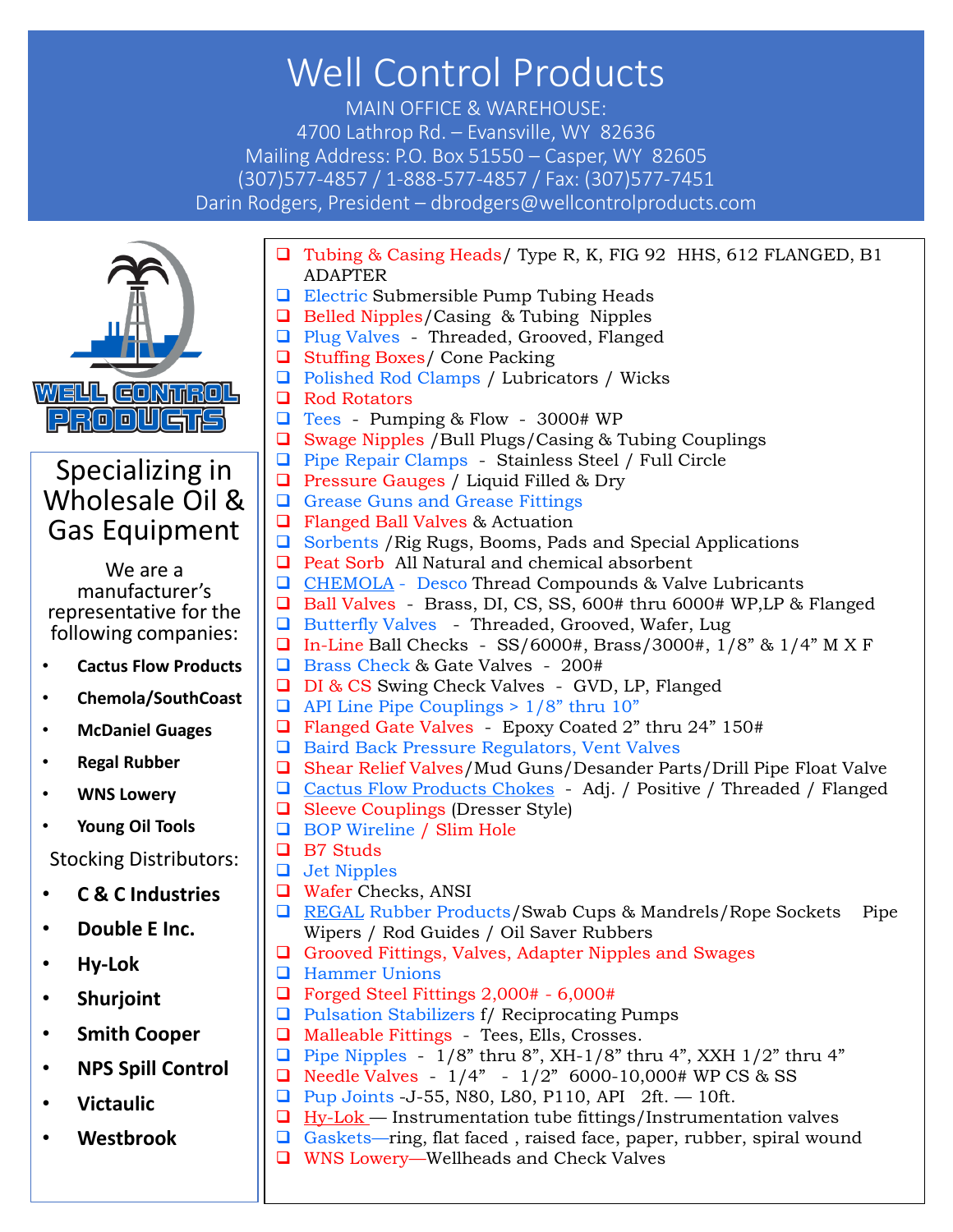# Well Control Products

MAIN OFFICE & WAREHOUSE:
4700 Lathrop Rd. – Evansville, WY 82636
Mailing Address: P.O. Box 51550 – Casper, WY 82605
(307)577-4857 / 1-888-577-4857 / Fax: (307)577-7451
Darin Rodgers, President – dbrodgers@wellcontrolproducts.com

WELL CONTROL PRODUCTS

## Specializing in Wholesale Oil & Gas Equipment

We are a manufacturer's representative for the following companies:

- **Cactus Flow Products**
- **Chemola/SouthCoast**
- **McDaniel Guages**
- **Regal Rubber**
- **WNS Lowery**
- **Young Oil Tools**

Stocking Distributors:

- **C & C Industries**
- **Double E Inc.**
- **Hy-Lok**
- **Shurjoint**
- **Smith Cooper**
- **NPS Spill Control**
- **Victaulic**
- **Westbrook**

- Tubing & Casing Heads/ Type R, K, FIG 92 HHS, 612 FLANGED, B1 ADAPTER
- Electric Submersible Pump Tubing Heads
- Belled Nipples/Casing & Tubing Nipples
- Plug Valves - Threaded, Grooved, Flanged
- Stuffing Boxes/ Cone Packing
- Polished Rod Clamps / Lubricators / Wicks
- Rod Rotators
- Tees - Pumping & Flow - 3000# WP
- Swage Nipples /Bull Plugs/Casing & Tubing Couplings
- Pipe Repair Clamps - Stainless Steel / Full Circle
- Pressure Gauges / Liquid Filled & Dry
- Grease Guns and Grease Fittings
- Flanged Ball Valves & Actuation
- Sorbents /Rig Rugs, Booms, Pads and Special Applications
- Peat Sorb All Natural and chemical absorbent
- CHEMOLA - Desco Thread Compounds & Valve Lubricants
- Ball Valves - Brass, DI, CS, SS, 600# thru 6000# WP,LP & Flanged
- Butterfly Valves - Threaded, Grooved, Wafer, Lug
- In-Line Ball Checks - SS/6000#, Brass/3000#, 1/8" & 1/4" M X F
- Brass Check & Gate Valves - 200#
- DI & CS Swing Check Valves - GVD, LP, Flanged
- API Line Pipe Couplings > 1/8" thru 10"
- Flanged Gate Valves - Epoxy Coated 2" thru 24" 150#
- Baird Back Pressure Regulators, Vent Valves
- Shear Relief Valves/Mud Guns/Desander Parts/Drill Pipe Float Valve
- Cactus Flow Products Chokes - Adj. / Positive / Threaded / Flanged
- Sleeve Couplings (Dresser Style)
- BOP Wireline / Slim Hole
- B7 Studs
- Jet Nipples
- Wafer Checks, ANSI
- REGAL Rubber Products/Swab Cups & Mandrels/Rope Sockets Pipe Wipers / Rod Guides / Oil Saver Rubbers
- Grooved Fittings, Valves, Adapter Nipples and Swages
- Hammer Unions
- Forged Steel Fittings 2,000# - 6,000#
- Pulsation Stabilizers f/ Reciprocating Pumps
- Malleable Fittings - Tees, Ells, Crosses.
- Pipe Nipples - 1/8" thru 8", XH-1/8" thru 4", XXH 1/2" thru 4"
- Needle Valves - 1/4" - 1/2" 6000-10,000# WP CS & SS
- Pup Joints -J-55, N80, L80, P110, API 2ft. — 10ft.
- Hy-Lok — Instrumentation tube fittings/Instrumentation valves
- Gaskets—ring, flat faced , raised face, paper, rubber, spiral wound
- WNS Lowery—Wellheads and Check Valves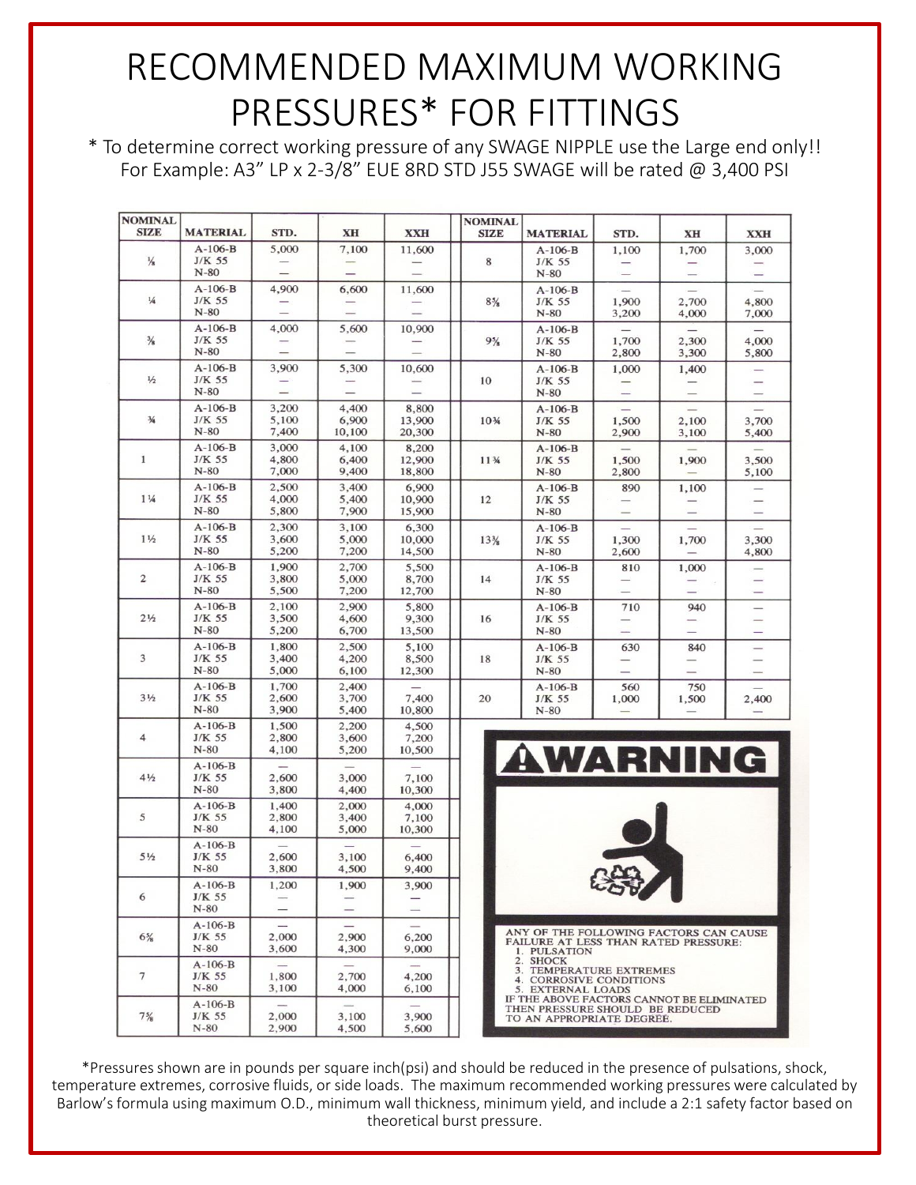# RECOMMENDED MAXIMUM WORKING PRESSURES* FOR FITTINGS

* To determine correct working pressure of any SWAGE NIPPLE use the Large end only!!
For Example: A3" LP x 2-3/8" EUE 8RD STD J55 SWAGE will be rated @ 3,400 PSI

| NOMINAL SIZE | MATERIAL | STD. | XH | XXH |
|---|---|---|---|---|
| ⅛ | A-106-B | 5,000 | 7,100 | 11,600 |
| | J/K 55 | — | — | — |
| | N-80 | — | — | — |
| ¼ | A-106-B | 4,900 | 6,600 | 11,600 |
| | J/K 55 | — | — | — |
| | N-80 | — | — | — |
| ⅜ | A-106-B | 4,000 | 5,600 | 10,900 |
| | J/K 55 | — | — | — |
| | N-80 | — | — | — |
| ½ | A-106-B | 3,900 | 5,300 | 10,600 |
| | J/K 55 | — | — | — |
| | N-80 | — | — | — |
| ¾ | A-106-B | 3,200 | 4,400 | 8,800 |
| | J/K 55 | 5,100 | 6,900 | 13,900 |
| | N-80 | 7,400 | 10,100 | 20,300 |
| 1 | A-106-B | 3,000 | 4,100 | 8,200 |
| | J/K 55 | 4,800 | 6,400 | 12,900 |
| | N-80 | 7,000 | 9,400 | 18,800 |
| 1¼ | A-106-B | 2,500 | 3,400 | 6,900 |
| | J/K 55 | 4,000 | 5,400 | 10,900 |
| | N-80 | 5,800 | 7,900 | 15,900 |
| 1½ | A-106-B | 2,300 | 3,100 | 6,300 |
| | J/K 55 | 3,600 | 5,000 | 10,000 |
| | N-80 | 5,200 | 7,200 | 14,500 |
| 2 | A-106-B | 1,900 | 2,700 | 5,500 |
| | J/K 55 | 3,800 | 5,000 | 8,700 |
| | N-80 | 5,500 | 7,200 | 12,700 |
| 2½ | A-106-B | 2,100 | 2,900 | 5,800 |
| | J/K 55 | 3,500 | 4,600 | 9,300 |
| | N-80 | 5,200 | 6,700 | 13,500 |
| 3 | A-106-B | 1,800 | 2,500 | 5,100 |
| | J/K 55 | 3,400 | 4,200 | 8,500 |
| | N-80 | 5,000 | 6,100 | 12,300 |
| 3½ | A-106-B | 1,700 | 2,400 | — |
| | J/K 55 | 2,600 | 3,700 | 7,400 |
| | N-80 | 3,900 | 5,400 | 10,800 |
| 4 | A-106-B | 1,500 | 2,200 | 4,500 |
| | J/K 55 | 2,800 | 3,600 | 7,200 |
| | N-80 | 4,100 | 5,200 | 10,500 |
| 4½ | A-106-B | — | — | — |
| | J/K 55 | 2,600 | 3,000 | 7,100 |
| | N-80 | 3,800 | 4,400 | 10,300 |
| 5 | A-106-B | 1,400 | 2,000 | 4,000 |
| | J/K 55 | 2,800 | 3,400 | 7,100 |
| | N-80 | 4,100 | 5,000 | 10,300 |
| 5½ | A-106-B | — | — | — |
| | J/K 55 | 2,600 | 3,100 | 6,400 |
| | N-80 | 3,800 | 4,500 | 9,400 |
| 6 | A-106-B | 1,200 | 1,900 | 3,900 |
| | J/K 55 | — | — | — |
| | N-80 | — | — | — |
| 6⅝ | A-106-B | — | — | — |
| | J/K 55 | 2,000 | 2,900 | 6,200 |
| | N-80 | 3,600 | 4,300 | 9,000 |
| 7 | A-106-B | — | — | — |
| | J/K 55 | 1,800 | 2,700 | 4,200 |
| | N-80 | 3,100 | 4,000 | 6,100 |
| 7⅝ | A-106-B | — | — | — |
| | J/K 55 | 2,000 | 3,100 | 3,900 |
| | N-80 | 2,900 | 4,500 | 5,600 |
| 8 | A-106-B | 1,100 | 1,700 | 3,000 |
| | J/K 55 | — | — | — |
| | N-80 | — | — | — |
| 8⅝ | A-106-B | — | — | — |
| | J/K 55 | 1,900 | 2,700 | 4,800 |
| | N-80 | 3,200 | 4,000 | 7,000 |
| 9⅝ | A-106-B | — | — | — |
| | J/K 55 | 1,700 | 2,300 | 4,000 |
| | N-80 | 2,800 | 3,300 | 5,800 |
| 10 | A-106-B | 1,000 | 1,400 | — |
| | J/K 55 | — | — | — |
| | N-80 | — | — | — |
| 10¾ | A-106-B | — | — | — |
| | J/K 55 | 1,500 | 2,100 | 3,700 |
| | N-80 | 2,900 | 3,100 | 5,400 |
| 11¾ | A-106-B | — | — | — |
| | J/K 55 | 1,500 | 1,900 | 3,500 |
| | N-80 | 2,800 | — | 5,100 |
| 12 | A-106-B | 890 | 1,100 | — |
| | J/K 55 | — | — | — |
| | N-80 | — | — | — |
| 13⅜ | A-106-B | — | — | — |
| | J/K 55 | 1,300 | 1,700 | 3,300 |
| | N-80 | 2,600 | — | 4,800 |
| 14 | A-106-B | 810 | 1,000 | — |
| | J/K 55 | — | — | — |
| | N-80 | — | — | — |
| 16 | A-106-B | 710 | 940 | — |
| | J/K 55 | — | — | — |
| | N-80 | — | — | — |
| 18 | A-106-B | 630 | 840 | — |
| | J/K 55 | — | — | — |
| | N-80 | — | — | — |
| 20 | A-106-B | 560 | 750 | — |
| | J/K 55 | 1,000 | 1,500 | 2,400 |
| | N-80 | — | — | — |

**⚠WARNING**

ANY OF THE FOLLOWING FACTORS CAN CAUSE FAILURE AT LESS THAN RATED PRESSURE:

1. PULSATION
2. SHOCK
3. TEMPERATURE EXTREMES
4. CORROSIVE CONDITIONS
5. EXTERNAL LOADS

IF THE ABOVE FACTORS CANNOT BE ELIMINATED THEN PRESSURE SHOULD BE REDUCED TO AN APPROPRIATE DEGREE.

*Pressures shown are in pounds per square inch(psi) and should be reduced in the presence of pulsations, shock, temperature extremes, corrosive fluids, or side loads. The maximum recommended working pressures were calculated by Barlow's formula using maximum O.D., minimum wall thickness, minimum yield, and include a 2:1 safety factor based on theoretical burst pressure.